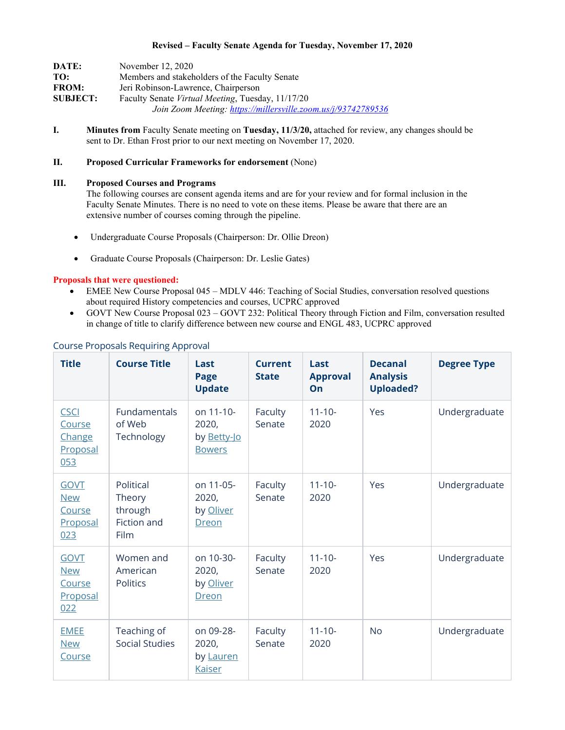**Revised – Faculty Senate Agenda for Tuesday, November 17, 2020**

**DATE:** November 12, 2020
**TO:** Members and stakeholders of the Faculty Senate
**FROM:** Jeri Robinson-Lawrence, Chairperson
**SUBJECT:** Faculty Senate *Virtual Meeting*, Tuesday, 11/17/20
*Join Zoom Meeting: https://millersville.zoom.us/j/93742789536*

**I.** **Minutes from** Faculty Senate meeting on **Tuesday, 11/3/20,** attached for review, any changes should be sent to Dr. Ethan Frost prior to our next meeting on November 17, 2020.

**II.** **Proposed Curricular Frameworks for endorsement** (None)

**III.** **Proposed Courses and Programs**
The following courses are consent agenda items and are for your review and for formal inclusion in the Faculty Senate Minutes. There is no need to vote on these items. Please be aware that there are an extensive number of courses coming through the pipeline.

- Undergraduate Course Proposals (Chairperson: Dr. Ollie Dreon)
- Graduate Course Proposals (Chairperson: Dr. Leslie Gates)

**Proposals that were questioned:**

- EMEE New Course Proposal 045 – MDLV 446: Teaching of Social Studies, conversation resolved questions about required History competencies and courses, UCPRC approved
- GOVT New Course Proposal 023 – GOVT 232: Political Theory through Fiction and Film, conversation resulted in change of title to clarify difference between new course and ENGL 483, UCPRC approved

Course Proposals Requiring Approval

| Title | Course Title | Last Page Update | Current State | Last Approval On | Decanal Analysis Uploaded? | Degree Type |
|---|---|---|---|---|---|---|
| CSCI Course Change Proposal 053 | Fundamentals of Web Technology | on 11-10-2020, by Betty-Jo Bowers | Faculty Senate | 11-10-2020 | Yes | Undergraduate |
| GOVT New Course Proposal 023 | Political Theory through Fiction and Film | on 11-05-2020, by Oliver Dreon | Faculty Senate | 11-10-2020 | Yes | Undergraduate |
| GOVT New Course Proposal 022 | Women and American Politics | on 10-30-2020, by Oliver Dreon | Faculty Senate | 11-10-2020 | Yes | Undergraduate |
| EMEE New Course | Teaching of Social Studies | on 09-28-2020, by Lauren Kaiser | Faculty Senate | 11-10-2020 | No | Undergraduate |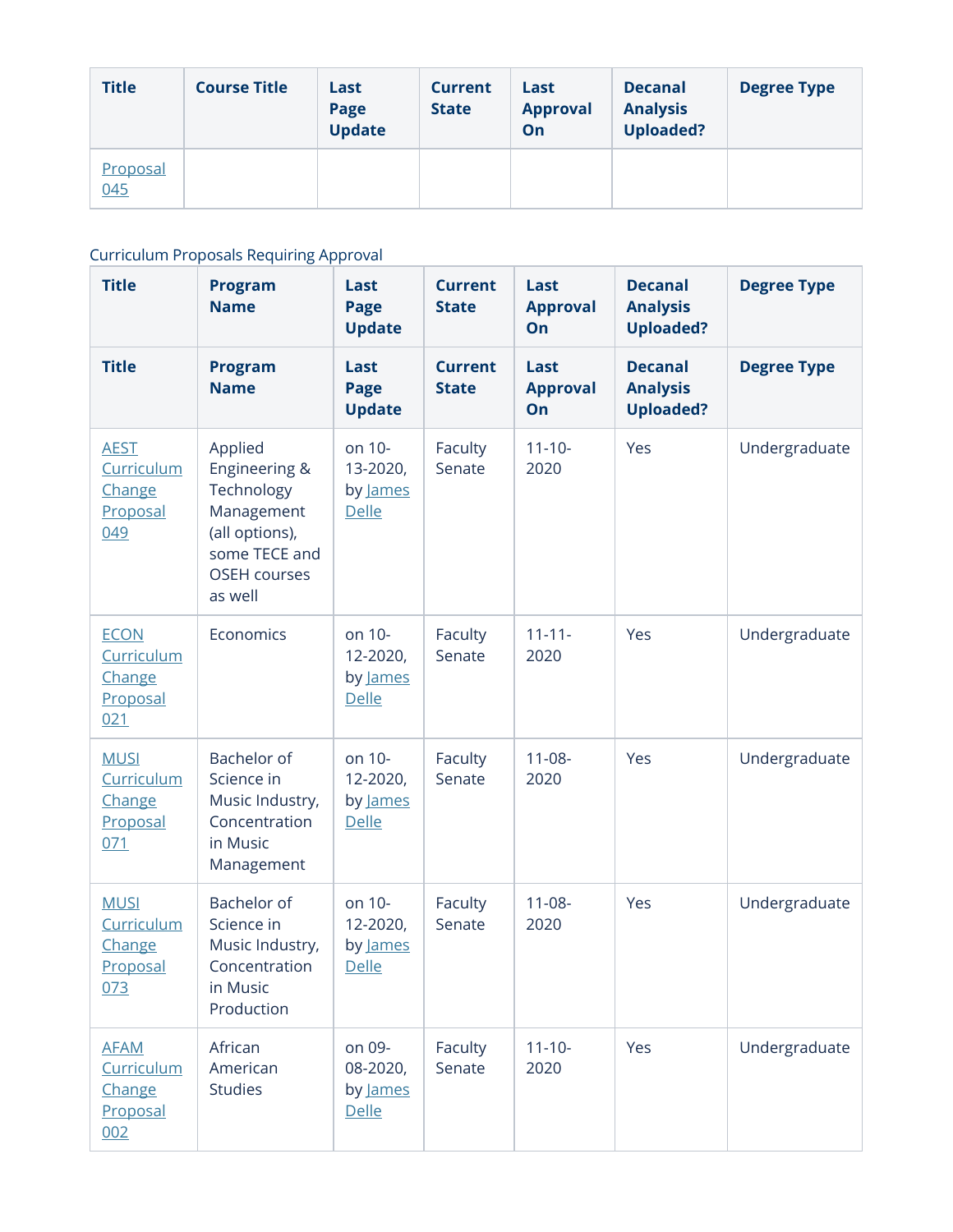| Title | Course Title | Last Page Update | Current State | Last Approval On | Decanal Analysis Uploaded? | Degree Type |
|---|---|---|---|---|---|---|
| Proposal 045 | | | | | | |

Curriculum Proposals Requiring Approval

| Title | Program Name | Last Page Update | Current State | Last Approval On | Decanal Analysis Uploaded? | Degree Type |
|---|---|---|---|---|---|---|
| Title | Program Name | Last Page Update | Current State | Last Approval On | Decanal Analysis Uploaded? | Degree Type |
| AEST Curriculum Change Proposal 049 | Applied Engineering & Technology Management (all options), some TECE and OSEH courses as well | on 10-13-2020, by James Delle | Faculty Senate | 11-10-2020 | Yes | Undergraduate |
| ECON Curriculum Change Proposal 021 | Economics | on 10-12-2020, by James Delle | Faculty Senate | 11-11-2020 | Yes | Undergraduate |
| MUSI Curriculum Change Proposal 071 | Bachelor of Science in Music Industry, Concentration in Music Management | on 10-12-2020, by James Delle | Faculty Senate | 11-08-2020 | Yes | Undergraduate |
| MUSI Curriculum Change Proposal 073 | Bachelor of Science in Music Industry, Concentration in Music Production | on 10-12-2020, by James Delle | Faculty Senate | 11-08-2020 | Yes | Undergraduate |
| AFAM Curriculum Change Proposal 002 | African American Studies | on 09-08-2020, by James Delle | Faculty Senate | 11-10-2020 | Yes | Undergraduate |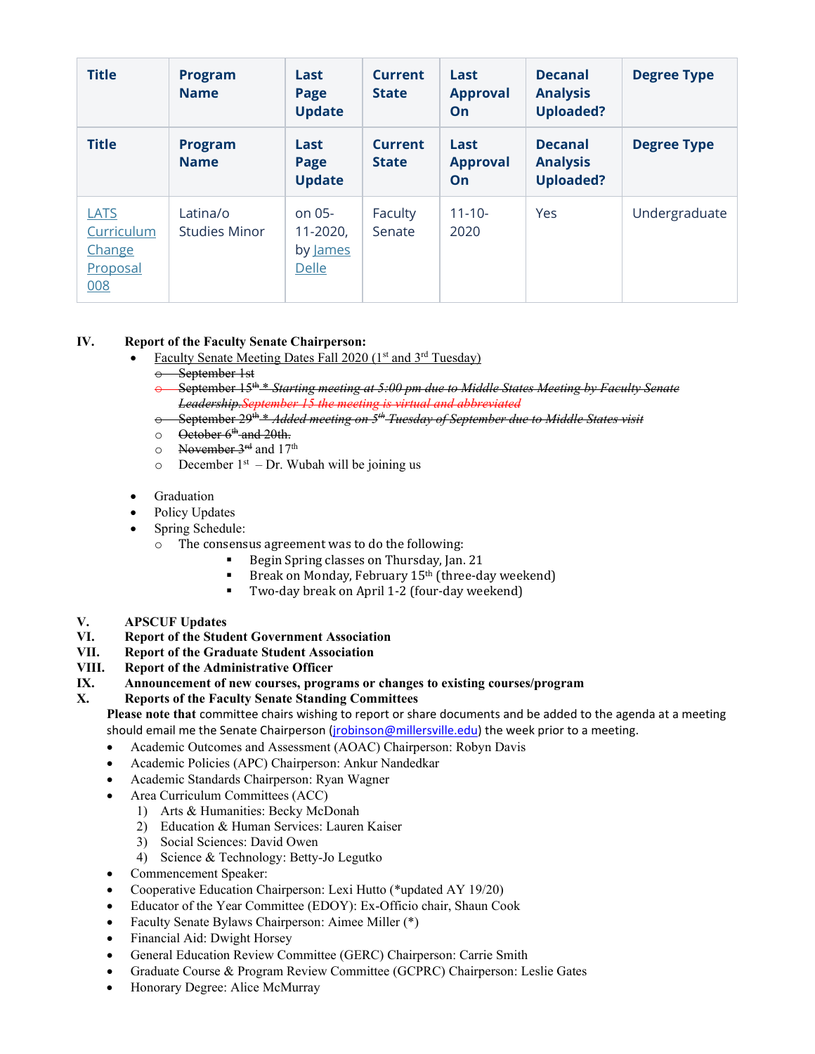| Title | Program Name | Last Page Update | Current State | Last Approval On | Decanal Analysis Uploaded? | Degree Type |
|---|---|---|---|---|---|---|
| Title | Program Name | Last Page Update | Current State | Last Approval On | Decanal Analysis Uploaded? | Degree Type |
| LATS Curriculum Change Proposal 008 | Latina/o Studies Minor | on 05-11-2020, by James Delle | Faculty Senate | 11-10-2020 | Yes | Undergraduate |

**IV. Report of the Faculty Senate Chairperson:**

- Faculty Senate Meeting Dates Fall 2020 (1st and 3rd Tuesday)
  - ~~September 1st~~
  - ~~September 15th * *Starting meeting at 5:00 pm due to Middle States Meeting by Faculty Senate Leadership.September 15 the meeting is virtual and abbreviated*~~
  - ~~September 29th * *Added meeting on 5th Tuesday of September due to Middle States visit*~~
  - ~~October 6th and 20th.~~
  - ~~November 3rd~~ and 17th
  - December 1st – Dr. Wubah will be joining us
- Graduation
- Policy Updates
- Spring Schedule:
  - The consensus agreement was to do the following:
    - Begin Spring classes on Thursday, Jan. 21
    - Break on Monday, February 15th (three-day weekend)
    - Two-day break on April 1-2 (four-day weekend)

**V. APSCUF Updates**

**VI. Report of the Student Government Association**

**VII. Report of the Graduate Student Association**

**VIII. Report of the Administrative Officer**

**IX. Announcement of new courses, programs or changes to existing courses/program**

**X. Reports of the Faculty Senate Standing Committees**

**Please note that** committee chairs wishing to report or share documents and be added to the agenda at a meeting should email me the Senate Chairperson (jrobinson@millersville.edu) the week prior to a meeting.

- Academic Outcomes and Assessment (AOAC) Chairperson: Robyn Davis
- Academic Policies (APC) Chairperson: Ankur Nandedkar
- Academic Standards Chairperson: Ryan Wagner
- Area Curriculum Committees (ACC)
  1) Arts & Humanities: Becky McDonah
  2) Education & Human Services: Lauren Kaiser
  3) Social Sciences: David Owen
  4) Science & Technology: Betty-Jo Legutko
- Commencement Speaker:
- Cooperative Education Chairperson: Lexi Hutto (*updated AY 19/20)
- Educator of the Year Committee (EDOY): Ex-Officio chair, Shaun Cook
- Faculty Senate Bylaws Chairperson: Aimee Miller (*)
- Financial Aid: Dwight Horsey
- General Education Review Committee (GERC) Chairperson: Carrie Smith
- Graduate Course & Program Review Committee (GCPRC) Chairperson: Leslie Gates
- Honorary Degree: Alice McMurray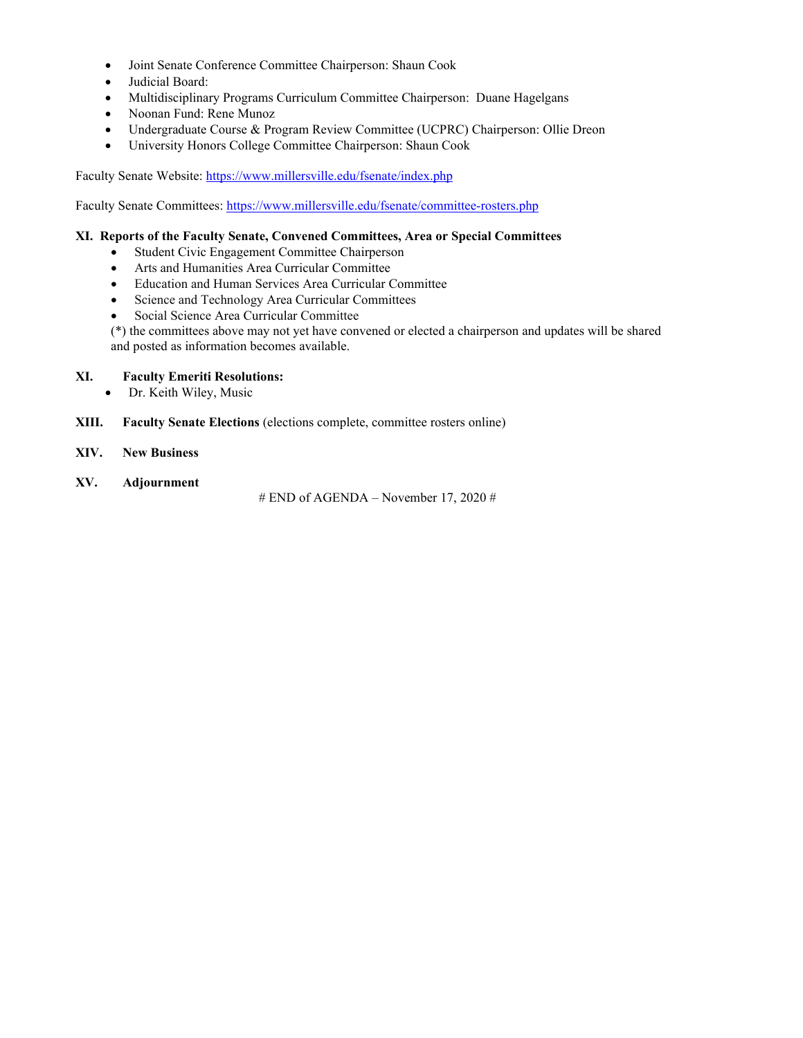- Joint Senate Conference Committee Chairperson: Shaun Cook
- Judicial Board:
- Multidisciplinary Programs Curriculum Committee Chairperson: Duane Hagelgans
- Noonan Fund: Rene Munoz
- Undergraduate Course & Program Review Committee (UCPRC) Chairperson: Ollie Dreon
- University Honors College Committee Chairperson: Shaun Cook

Faculty Senate Website: https://www.millersville.edu/fsenate/index.php

Faculty Senate Committees: https://www.millersville.edu/fsenate/committee-rosters.php

**XI. Reports of the Faculty Senate, Convened Committees, Area or Special Committees**

- Student Civic Engagement Committee Chairperson
- Arts and Humanities Area Curricular Committee
- Education and Human Services Area Curricular Committee
- Science and Technology Area Curricular Committees
- Social Science Area Curricular Committee

(*) the committees above may not yet have convened or elected a chairperson and updates will be shared and posted as information becomes available.

**XI. Faculty Emeriti Resolutions:**

- Dr. Keith Wiley, Music

**XIII. Faculty Senate Elections** (elections complete, committee rosters online)

**XIV. New Business**

**XV. Adjournment**

# END of AGENDA – November 17, 2020 #